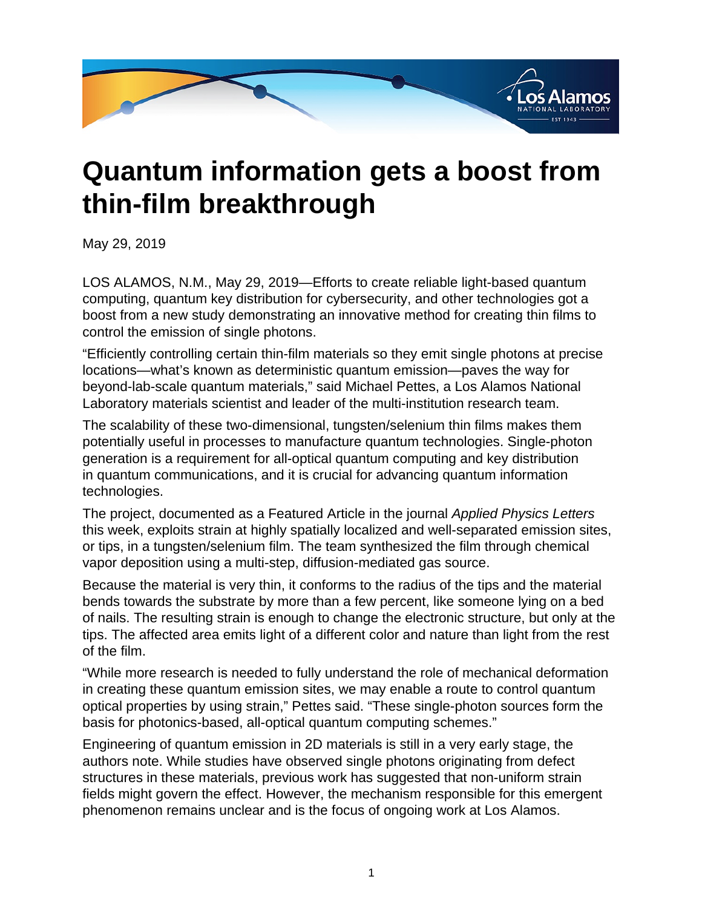# Quantum information gets a boost from thin-film breakthrough

May 29, 2019

LOS ALAMOS, N.M., May 29, 2019—Efforts to create reliable light-based quantum computing, quantum key distribution for cybersecurity, and other technologies got a boost from a new study demonstrating an innovative method for creating thin films to control the emission of single photons.

"Efficiently controlling certain thin-film materials so they emit single photons at precise locations—what's known as deterministic quantum emission—paves the way for beyond-lab-scale quantum materials," said Michael Pettes, a Los Alamos National Laboratory materials scientist and leader of the multi-institution research team.

The scalability of these two-dimensional, tungsten/selenium thin films makes them potentially useful in processes to manufacture quantum technologies. Single-photon generation is a requirement for all-optical quantum computing and key distribution in quantum communications, and it is crucial for advancing quantum information technologies.

The project, documented as a Featured Article in the journal *Applied Physics Letters* this week, exploits strain at highly spatially localized and well-separated emission sites, or tips, in a tungsten/selenium film. The team synthesized the film through chemical vapor deposition using a multi-step, diffusion-mediated gas source.

Because the material is very thin, it conforms to the radius of the tips and the material bends towards the substrate by more than a few percent, like someone lying on a bed of nails. The resulting strain is enough to change the electronic structure, but only at the tips. The affected area emits light of a different color and nature than light from the rest of the film.

"While more research is needed to fully understand the role of mechanical deformation in creating these quantum emission sites, we may enable a route to control quantum optical properties by using strain," Pettes said. "These single-photon sources form the basis for photonics-based, all-optical quantum computing schemes."

Engineering of quantum emission in 2D materials is still in a very early stage, the authors note. While studies have observed single photons originating from defect structures in these materials, previous work has suggested that non-uniform strain fields might govern the effect. However, the mechanism responsible for this emergent phenomenon remains unclear and is the focus of ongoing work at Los Alamos.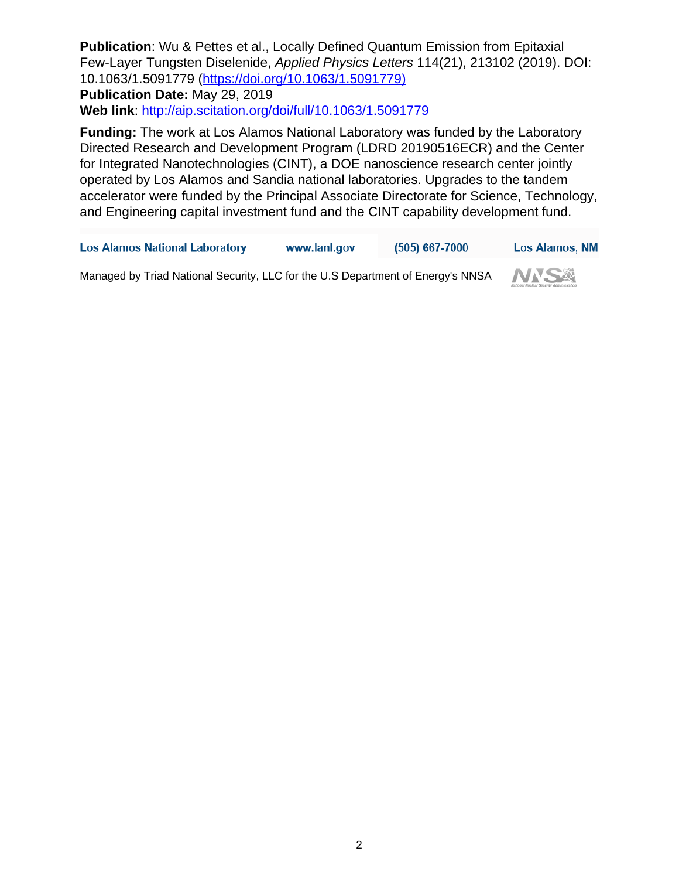**Publication**: Wu & Pettes et al., Locally Defined Quantum Emission from Epitaxial Few-Layer Tungsten Diselenide, *Applied Physics Letters* 114(21), 213102 (2019). DOI: 10.1063/1.5091779 (https://doi.org/10.1063/1.5091779)

**Publication Date:** May 29, 2019

**Web link**: http://aip.scitation.org/doi/full/10.1063/1.5091779

**Funding:** The work at Los Alamos National Laboratory was funded by the Laboratory Directed Research and Development Program (LDRD 20190516ECR) and the Center for Integrated Nanotechnologies (CINT), a DOE nanoscience research center jointly operated by Los Alamos and Sandia national laboratories. Upgrades to the tandem accelerator were funded by the Principal Associate Directorate for Science, Technology, and Engineering capital investment fund and the CINT capability development fund.

Los Alamos National Laboratory | www.lanl.gov | (505) 667-7000 | Los Alamos, NM

Managed by Triad National Security, LLC for the U.S Department of Energy's NNSA